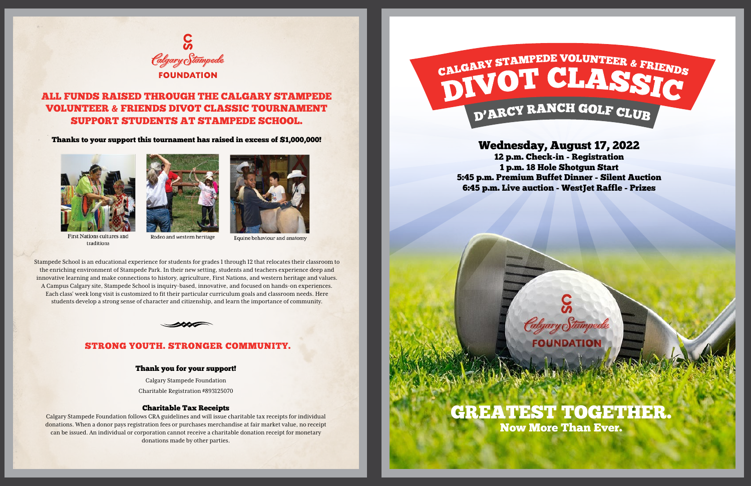Calgary Stampede

FOUNDATION

## ALL FUNDS RAISED THROUGH THE CALGARY STAMPEDE VOLUNTEER & FRIENDS DIVOT CLASSIC TOURNAMENT SUPPORT STUDENTS AT STAMPEDE SCHOOL.

**Thanks to your support this tournament has raised in excess of $1,000,000!**

First Nations cultures and traditions

Rodeo and western heritage

Equine behaviour and anatomy

Stampede School is an educational experience for students for grades 1 through 12 that relocates their classroom to the enriching environment of Stampede Park. In their new setting, students and teachers experience deep and innovative learning and make connections to history, agriculture, First Nations, and western heritage and values. A Campus Calgary site, Stampede School is inquiry-based, innovative, and focused on hands-on experiences. Each class' week long visit is customized to fit their particular curriculum goals and classroom needs. Here students develop a strong sense of character and citizenship, and learn the importance of community.

## STRONG YOUTH. STRONGER COMMUNITY.

**Thank you for your support!**

Calgary Stampede Foundation

Charitable Registration #893125070

### Charitable Tax Receipts

Calgary Stampede Foundation follows CRA guidelines and will issue charitable tax receipts for individual donations. When a donor pays registration fees or purchases merchandise at fair market value, no receipt can be issued. An individual or corporation cannot receive a charitable donation receipt for monetary donations made by other parties.

# CALGARY STAMPEDE VOLUNTEER & FRIENDS DIVOT CLASSIC

## D'ARCY RANCH GOLF CLUB

**Wednesday, August 17, 2022**

**12 p.m. Check-in - Registration**

**1 p.m. 18 Hole Shotgun Start**

**5:45 p.m. Premium Buffet Dinner - Silent Auction**

**6:45 p.m. Live auction - WestJet Raffle - Prizes**

Calgary Stampede FOUNDATION

## GREATEST TOGETHER.

**Now More Than Ever.**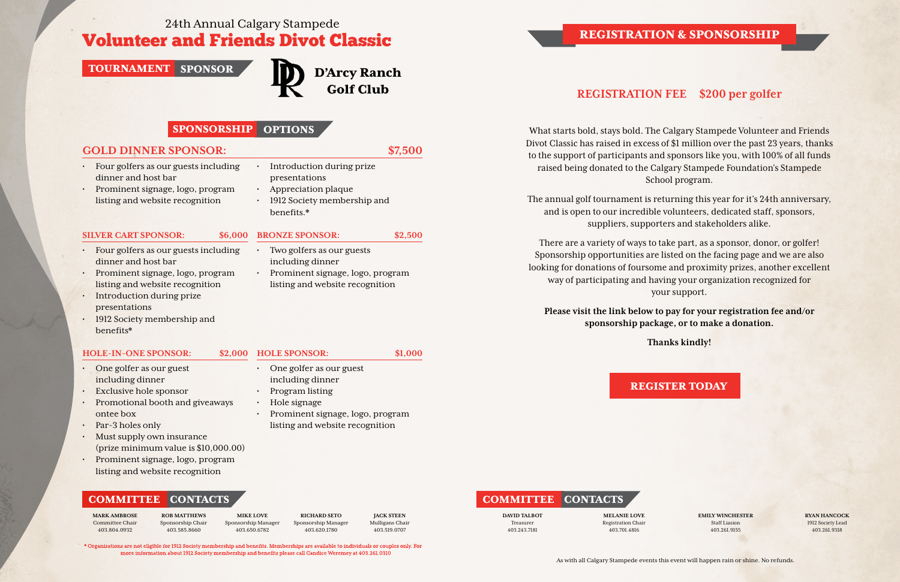24th Annual Calgary Stampede

# Volunteer and Friends Divot Classic

**TOURNAMENT SPONSOR**

D'Arcy Ranch Golf Club

## SPONSORSHIP OPTIONS

### GOLD DINNER SPONSOR: $7,500

- Four golfers as our guests including dinner and host bar
- Prominent signage, logo, program listing and website recognition
- Introduction during prize presentations
- Appreciation plaque
- 1912 Society membership and benefits.*

### SILVER CART SPONSOR: $6,000

- Four golfers as our guests including dinner and host bar
- Prominent signage, logo, program listing and website recognition
- Introduction during prize presentations
- 1912 Society membership and benefits*

### BRONZE SPONSOR: $2,500

- Two golfers as our guests including dinner
- Prominent signage, logo, program listing and website recognition

### HOLE-IN-ONE SPONSOR: $2,000

- One golfer as our guest including dinner
- Exclusive hole sponsor
- Promotional booth and giveaways ontee box
- Par-3 holes only
- Must supply own insurance (prize minimum value is $10,000.00)
- Prominent signage, logo, program listing and website recognition

### HOLE SPONSOR: $1,000

- One golfer as our guest including dinner
- Program listing
- Hole signage
- Prominent signage, logo, program listing and website recognition

## COMMITTEE CONTACTS

| | | |
|---|---|---|
| **MARK AMBROSE** | Committee Chair | 403.804.0932 |
| **ROB MATTHEWS** | Sponsorship Chair | 403.585.8660 |
| **MIKE LOVE** | Sponsorship Manager | 403.650.6782 |
| **RICHARD SETO** | Sponsorship Manager | 403.620.1780 |
| **JACK STEEN** | Mulligans Chair | 403.519.0707 |

* Organizations are not eligible for 1912 Society membership and benefits. Memberships are available to individuals or couples only. For more information about 1912 Society membership and benefits please call Candice Weremey at 403.261.0310

## REGISTRATION & SPONSORSHIP

### REGISTRATION FEE $200 per golfer

What starts bold, stays bold. The Calgary Stampede Volunteer and Friends Divot Classic has raised in excess of $1 million over the past 23 years, thanks to the support of participants and sponsors like you, with 100% of all funds raised being donated to the Calgary Stampede Foundation's Stampede School program.

The annual golf tournament is returning this year for it's 24th anniversary, and is open to our incredible volunteers, dedicated staff, sponsors, suppliers, supporters and stakeholders alike.

There are a variety of ways to take part, as a sponsor, donor, or golfer! Sponsorship opportunities are listed on the facing page and we are also looking for donations of foursome and proximity prizes, another excellent way of participating and having your organization recognized for your support.

**Please visit the link below to pay for your registration fee and/or sponsorship package, or to make a donation.**

**Thanks kindly!**

**REGISTER TODAY**

## COMMITTEE CONTACTS

| | | |
|---|---|---|
| **DAVID TALBOT** | Treasurer | 403.243.7181 |
| **MELANIE LOVE** | Registration Chair | 403.701.4816 |
| **EMILY WINCHESTER** | Staff Liaison | 403.261.9155 |
| **RYAN HANCOCK** | 1912 Society Lead | 403.261.9318 |

As with all Calgary Stampede events this event will happen rain or shine. No refunds.